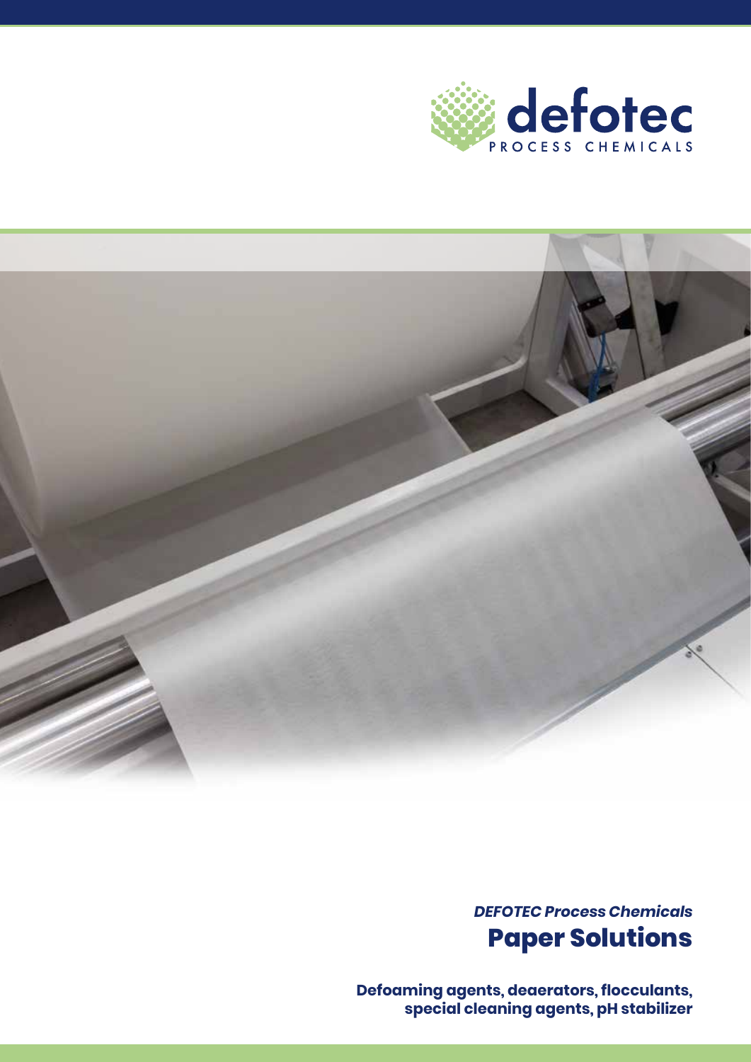defotec

PROCESS CHEMICALS

*DEFOTEC Process Chemicals*

# Paper Solutions

**Defoaming agents, deaerators, flocculants, special cleaning agents, pH stabilizer**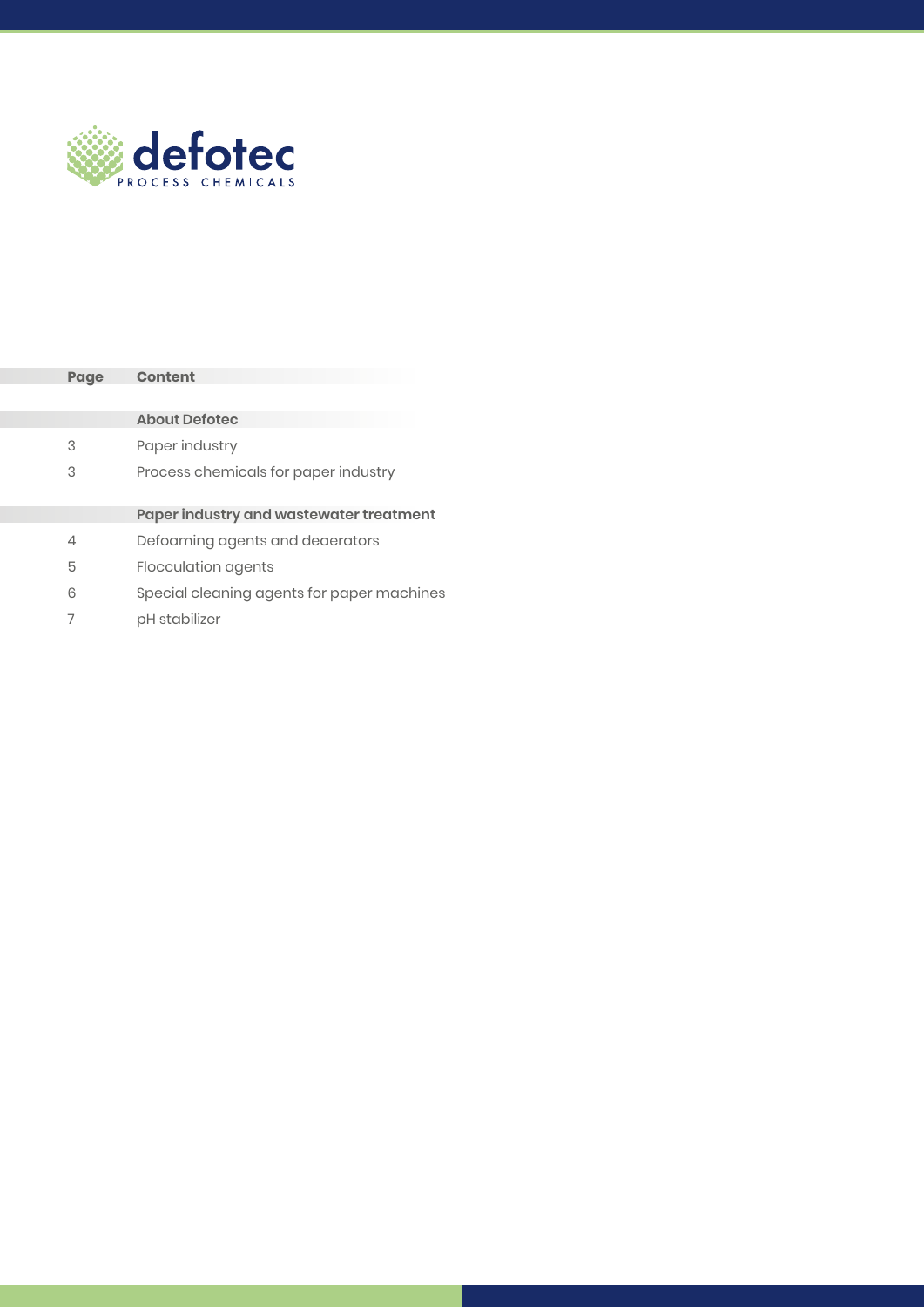defotec
PROCESS CHEMICALS

| Page | Content |
| --- | --- |
| | **About Defotec** |
| 3 | Paper industry |
| 3 | Process chemicals for paper industry |
| | **Paper industry and wastewater treatment** |
| 4 | Defoaming agents and deaerators |
| 5 | Flocculation agents |
| 6 | Special cleaning agents for paper machines |
| 7 | pH stabilizer |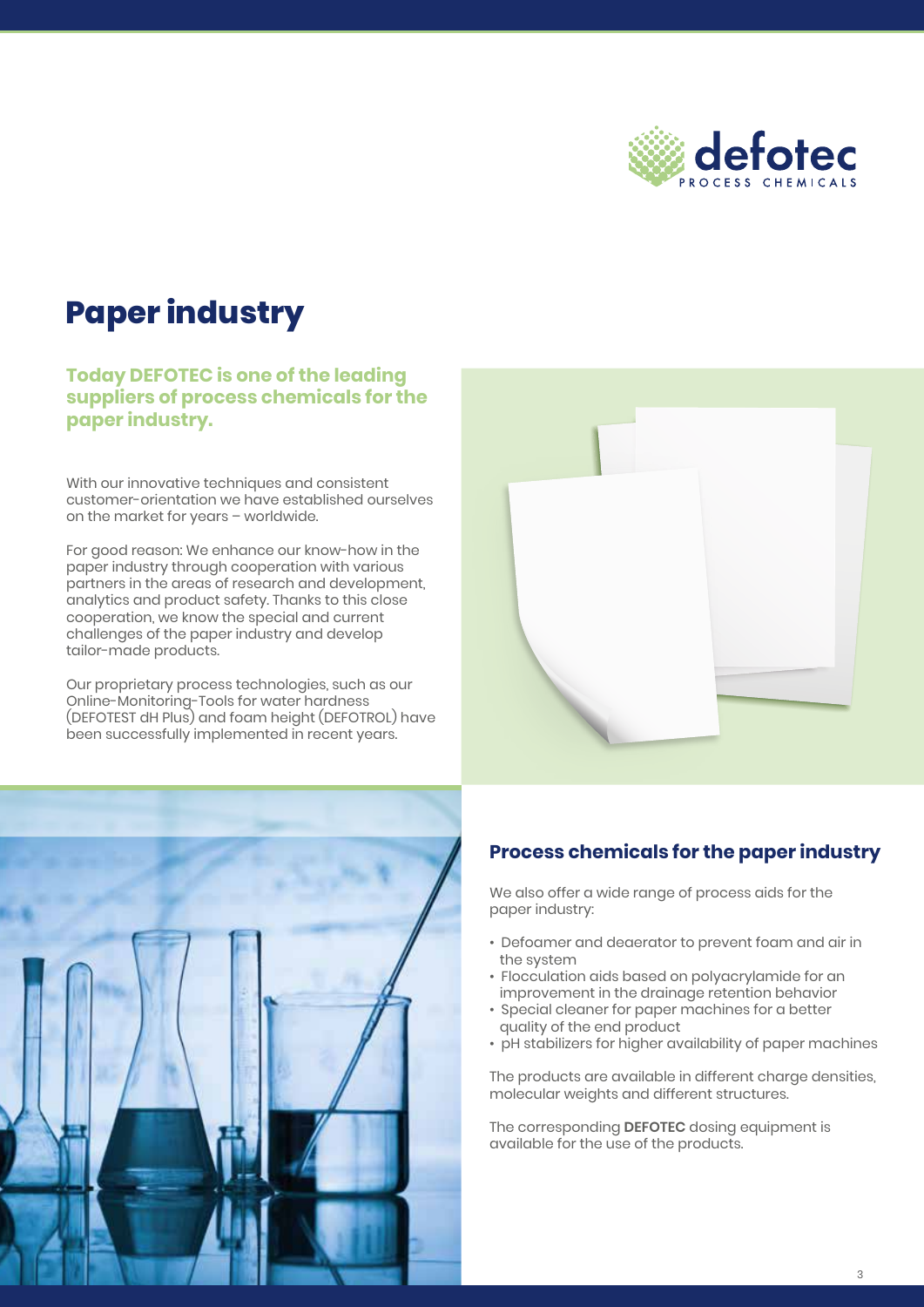# Paper industry

**Today DEFOTEC is one of the leading suppliers of process chemicals for the paper industry.**

With our innovative techniques and consistent customer-orientation we have established ourselves on the market for years – worldwide.

For good reason: We enhance our know-how in the paper industry through cooperation with various partners in the areas of research and development, analytics and product safety. Thanks to this close cooperation, we know the special and current challenges of the paper industry and develop tailor-made products.

Our proprietary process technologies, such as our Online-Monitoring-Tools for water hardness (DEFOTEST dH Plus) and foam height (DEFOTROL) have been successfully implemented in recent years.

## Process chemicals for the paper industry

We also offer a wide range of process aids for the paper industry:

- Defoamer and deaerator to prevent foam and air in the system
- Flocculation aids based on polyacrylamide for an improvement in the drainage retention behavior
- Special cleaner for paper machines for a better quality of the end product
- pH stabilizers for higher availability of paper machines

The products are available in different charge densities, molecular weights and different structures.

The corresponding **DEFOTEC** dosing equipment is available for the use of the products.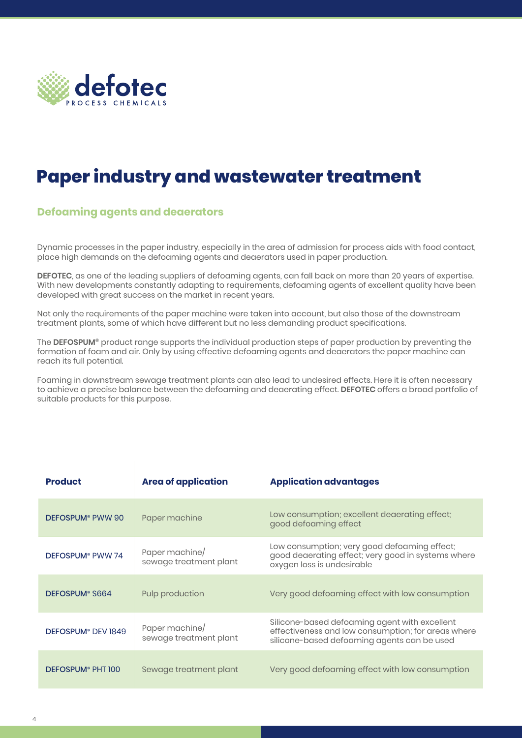# Paper industry and wastewater treatment

## Defoaming agents and deaerators

Dynamic processes in the paper industry, especially in the area of admission for process aids with food contact, place high demands on the defoaming agents and deaerators used in paper production.

**DEFOTEC**, as one of the leading suppliers of defoaming agents, can fall back on more than 20 years of expertise. With new developments constantly adapting to requirements, defoaming agents of excellent quality have been developed with great success on the market in recent years.

Not only the requirements of the paper machine were taken into account, but also those of the downstream treatment plants, some of which have different but no less demanding product specifications.

The **DEFOSPUM®** product range supports the individual production steps of paper production by preventing the formation of foam and air. Only by using effective defoaming agents and deaerators the paper machine can reach its full potential.

Foaming in downstream sewage treatment plants can also lead to undesired effects. Here it is often necessary to achieve a precise balance between the defoaming and deaerating effect. **DEFOTEC** offers a broad portfolio of suitable products for this purpose.

| Product | Area of application | Application advantages |
|---|---|---|
| DEFOSPUM® PWW 90 | Paper machine | Low consumption; excellent deaerating effect; good defoaming effect |
| DEFOSPUM® PWW 74 | Paper machine/ sewage treatment plant | Low consumption; very good defoaming effect; good deaerating effect; very good in systems where oxygen loss is undesirable |
| DEFOSPUM® S664 | Pulp production | Very good defoaming effect with low consumption |
| DEFOSPUM® DEV 1849 | Paper machine/ sewage treatment plant | Silicone-based defoaming agent with excellent effectiveness and low consumption; for areas where silicone-based defoaming agents can be used |
| DEFOSPUM® PHT 100 | Sewage treatment plant | Very good defoaming effect with low consumption |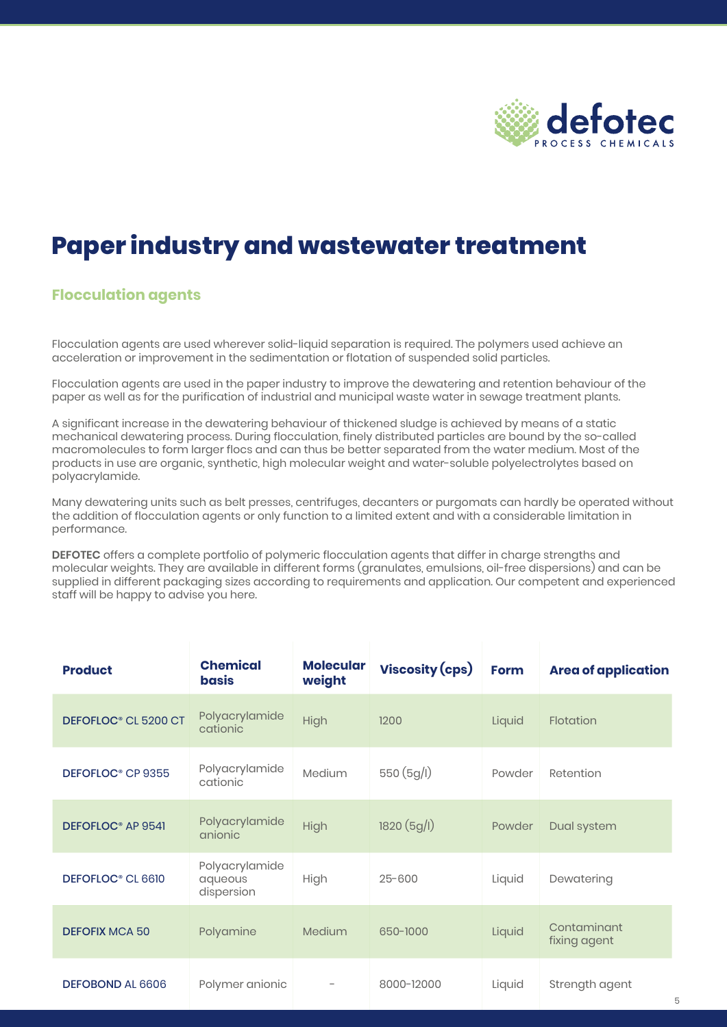# Paper industry and wastewater treatment

## Flocculation agents

Flocculation agents are used wherever solid-liquid separation is required. The polymers used achieve an acceleration or improvement in the sedimentation or flotation of suspended solid particles.

Flocculation agents are used in the paper industry to improve the dewatering and retention behaviour of the paper as well as for the purification of industrial and municipal waste water in sewage treatment plants.

A significant increase in the dewatering behaviour of thickened sludge is achieved by means of a static mechanical dewatering process. During flocculation, finely distributed particles are bound by the so-called macromolecules to form larger flocs and can thus be better separated from the water medium. Most of the products in use are organic, synthetic, high molecular weight and water-soluble polyelectrolytes based on polyacrylamide.

Many dewatering units such as belt presses, centrifuges, decanters or purgomats can hardly be operated without the addition of flocculation agents or only function to a limited extent and with a considerable limitation in performance.

**DEFOTEC** offers a complete portfolio of polymeric flocculation agents that differ in charge strengths and molecular weights. They are available in different forms (granulates, emulsions, oil-free dispersions) and can be supplied in different packaging sizes according to requirements and application. Our competent and experienced staff will be happy to advise you here.

| Product | Chemical basis | Molecular weight | Viscosity (cps) | Form | Area of application |
|---|---|---|---|---|---|
| DEFOFLOC® CL 5200 CT | Polyacrylamide cationic | High | 1200 | Liquid | Flotation |
| DEFOFLOC® CP 9355 | Polyacrylamide cationic | Medium | 550 (5g/l) | Powder | Retention |
| DEFOFLOC® AP 9541 | Polyacrylamide anionic | High | 1820 (5g/l) | Powder | Dual system |
| DEFOFLOC® CL 6610 | Polyacrylamide aqueous dispersion | High | 25-600 | Liquid | Dewatering |
| DEFOFIX MCA 50 | Polyamine | Medium | 650-1000 | Liquid | Contaminant fixing agent |
| DEFOBOND AL 6606 | Polymer anionic | - | 8000-12000 | Liquid | Strength agent |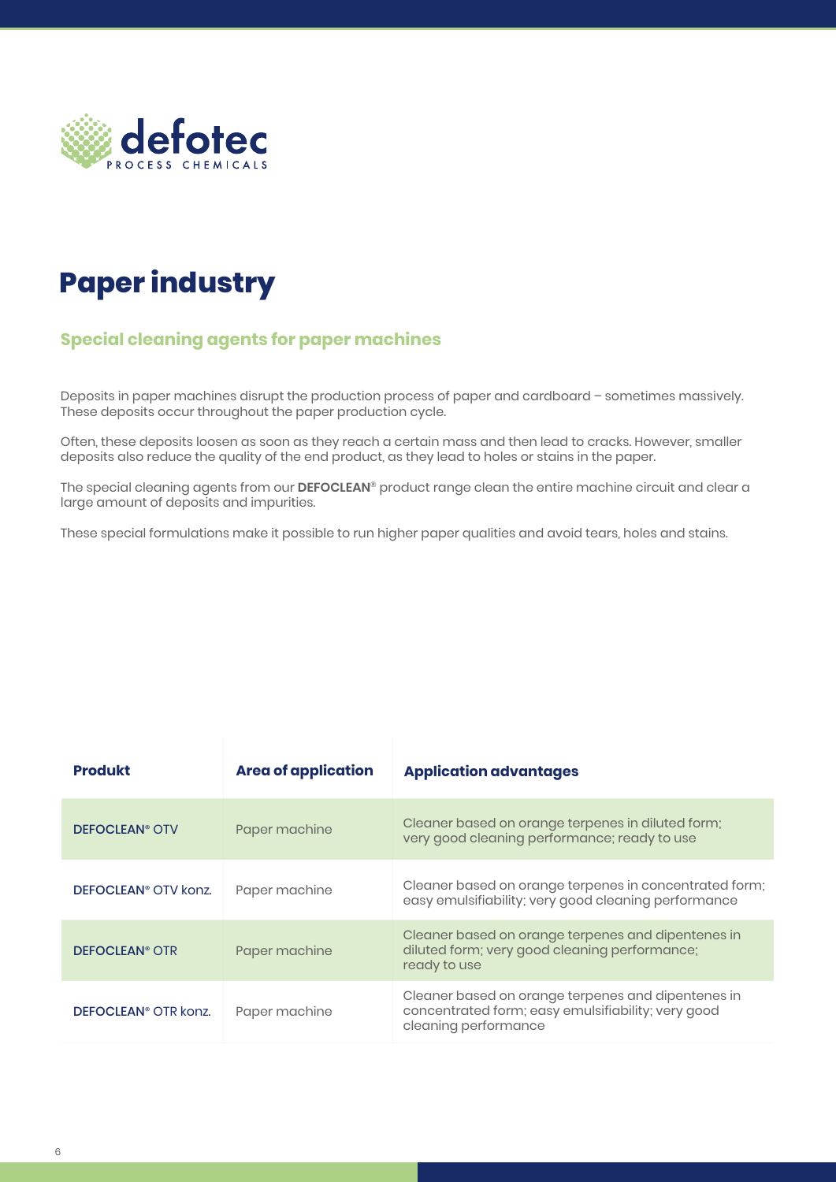defotec
PROCESS CHEMICALS

# Paper industry

## Special cleaning agents for paper machines

Deposits in paper machines disrupt the production process of paper and cardboard – sometimes massively. These deposits occur throughout the paper production cycle.

Often, these deposits loosen as soon as they reach a certain mass and then lead to cracks. However, smaller deposits also reduce the quality of the end product, as they lead to holes or stains in the paper.

The special cleaning agents from our **DEFOCLEAN®** product range clean the entire machine circuit and clear a large amount of deposits and impurities.

These special formulations make it possible to run higher paper qualities and avoid tears, holes and stains.

| Produkt | Area of application | Application advantages |
|---|---|---|
| DEFOCLEAN® OTV | Paper machine | Cleaner based on orange terpenes in diluted form; very good cleaning performance; ready to use |
| DEFOCLEAN® OTV konz. | Paper machine | Cleaner based on orange terpenes in concentrated form; easy emulsifiability; very good cleaning performance |
| DEFOCLEAN® OTR | Paper machine | Cleaner based on orange terpenes and dipentenes in diluted form; very good cleaning performance; ready to use |
| DEFOCLEAN® OTR konz. | Paper machine | Cleaner based on orange terpenes and dipentenes in concentrated form; easy emulsifiability; very good cleaning performance |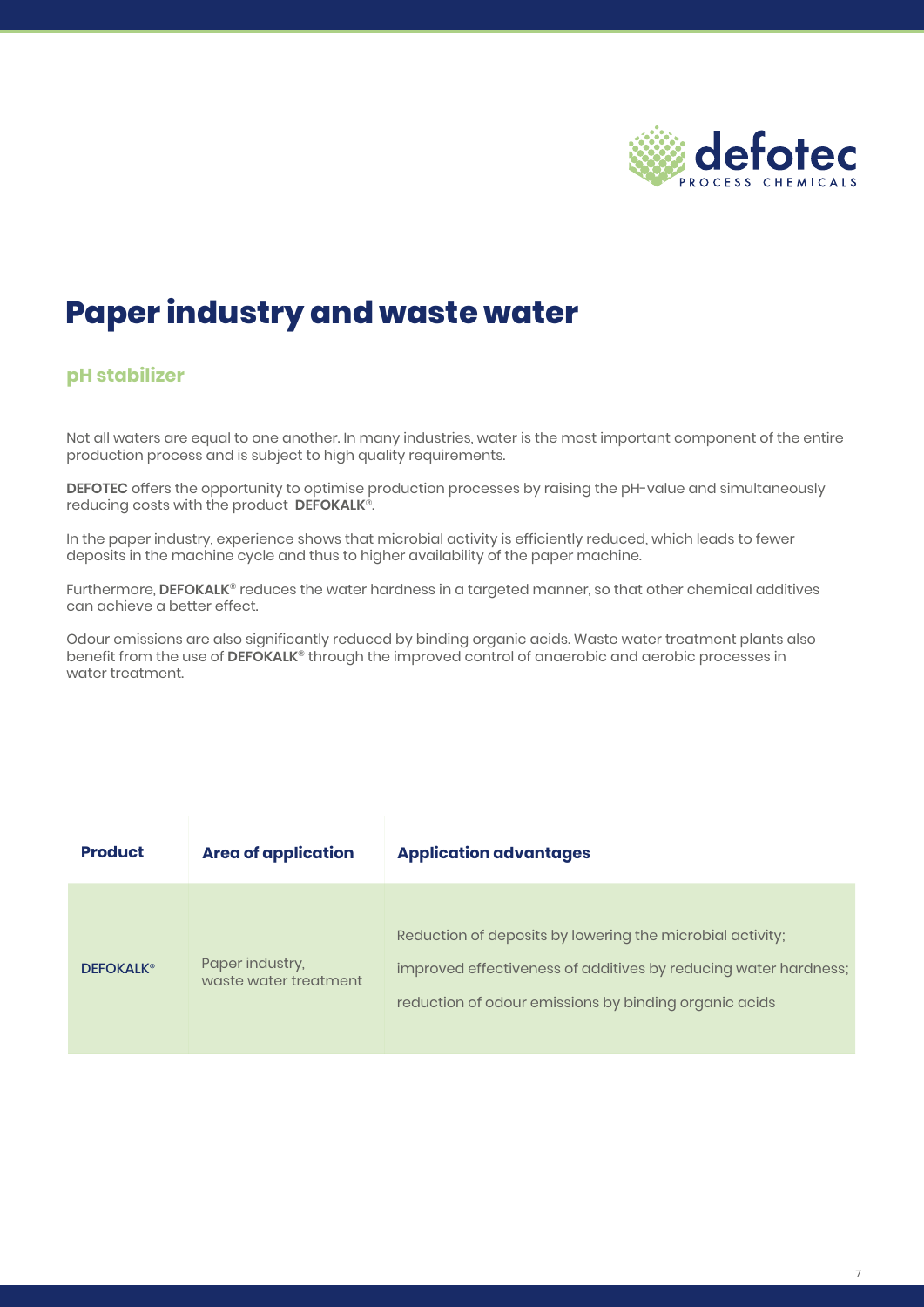# Paper industry and waste water

## pH stabilizer

Not all waters are equal to one another. In many industries, water is the most important component of the entire production process and is subject to high quality requirements.

**DEFOTEC** offers the opportunity to optimise production processes by raising the pH-value and simultaneously reducing costs with the product **DEFOKALK®**.

In the paper industry, experience shows that microbial activity is efficiently reduced, which leads to fewer deposits in the machine cycle and thus to higher availability of the paper machine.

Furthermore, **DEFOKALK®** reduces the water hardness in a targeted manner, so that other chemical additives can achieve a better effect.

Odour emissions are also significantly reduced by binding organic acids. Waste water treatment plants also benefit from the use of **DEFOKALK®** through the improved control of anaerobic and aerobic processes in water treatment.

| Product | Area of application | Application advantages |
|---|---|---|
| DEFOKALK® | Paper industry, waste water treatment | Reduction of deposits by lowering the microbial activity; improved effectiveness of additives by reducing water hardness; reduction of odour emissions by binding organic acids |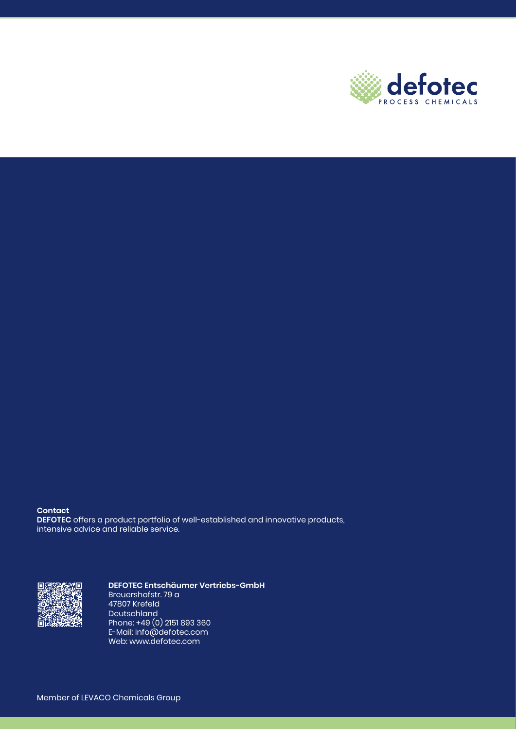defotec

PROCESS CHEMICALS

**Contact**
**DEFOTEC** offers a product portfolio of well-established and innovative products, intensive advice and reliable service.

**DEFOTEC Entschäumer Vertriebs-GmbH**
Breuershofstr. 79 a
47807 Krefeld
Deutschland
Phone: +49 (0) 2151 893 360
E-Mail: info@defotec.com
Web: www.defotec.com

Member of LEVACO Chemicals Group